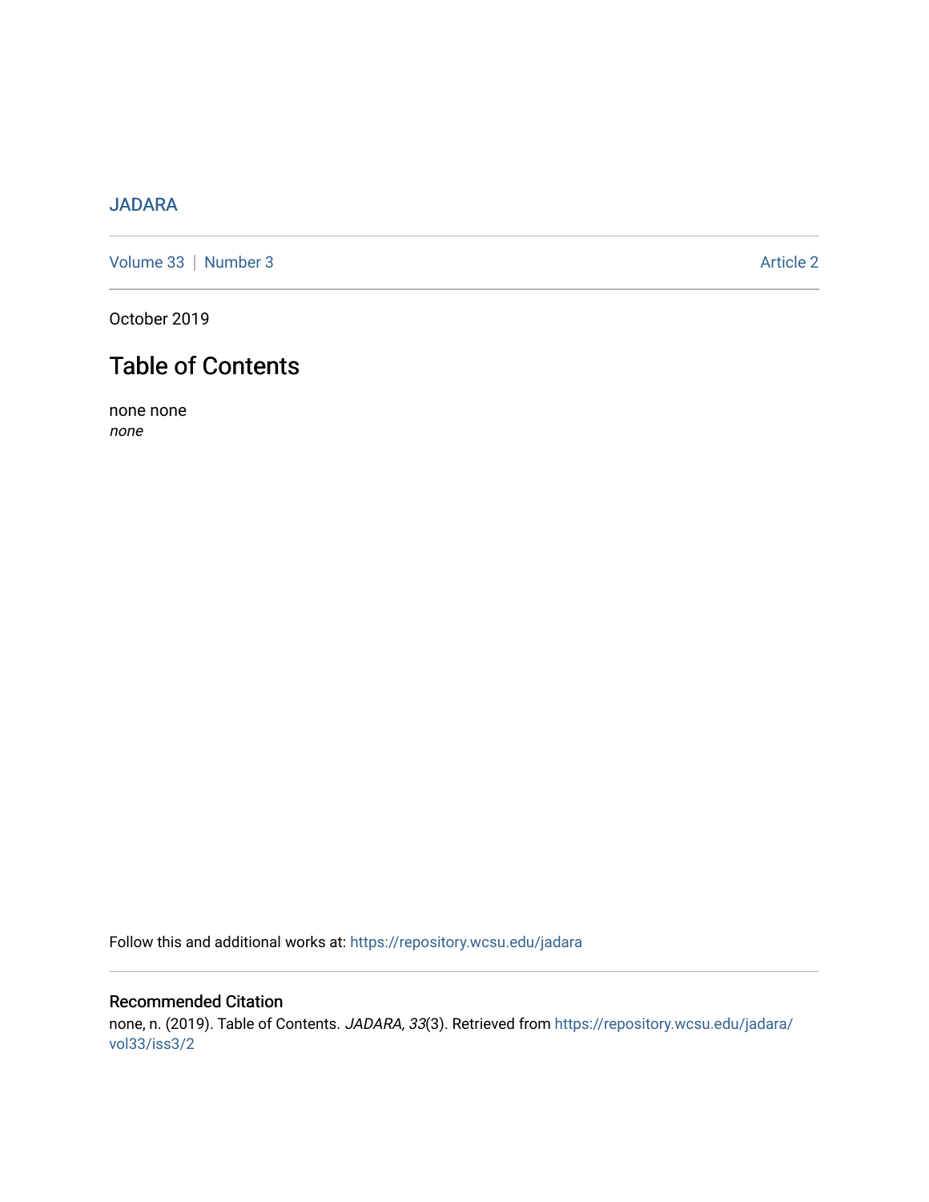JADARA

Volume 33 | Number 3 Article 2

October 2019

# Table of Contents

none none
*none*

Follow this and additional works at: https://repository.wcsu.edu/jadara

## Recommended Citation

none, n. (2019). Table of Contents. *JADARA, 33*(3). Retrieved from https://repository.wcsu.edu/jadara/vol33/iss3/2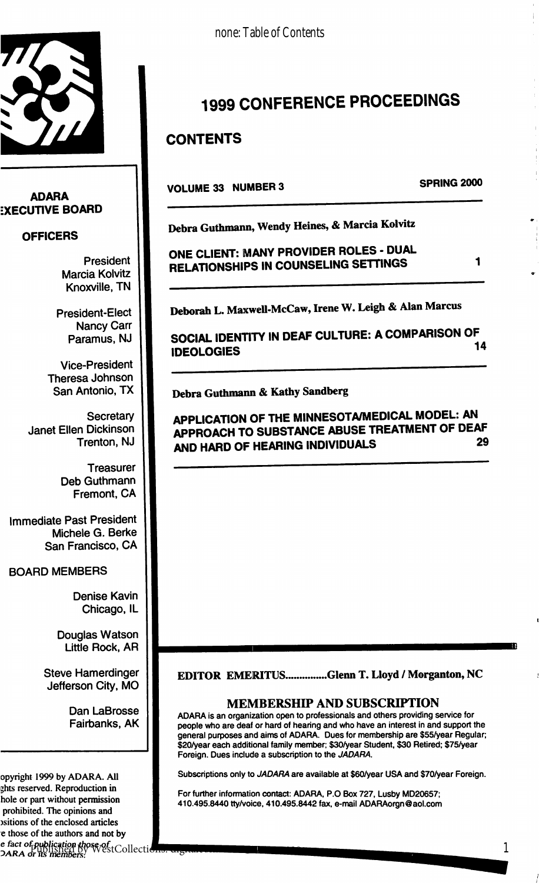# 1999 CONFERENCE PROCEEDINGS

## CONTENTS

**VOLUME 33 NUMBER 3** **SPRING 2000**

**Debra Guthmann, Wendy Heines, & Marcia Kolvitz**

**ONE CLIENT: MANY PROVIDER ROLES - DUAL RELATIONSHIPS IN COUNSELING SETTINGS** 1

**Deborah L. Maxwell-McCaw, Irene W. Leigh & Alan Marcus**

**SOCIAL IDENTITY IN DEAF CULTURE: A COMPARISON OF IDEOLOGIES** 14

**Debra Guthmann & Kathy Sandberg**

**APPLICATION OF THE MINNESOTA/MEDICAL MODEL: AN APPROACH TO SUBSTANCE ABUSE TREATMENT OF DEAF AND HARD OF HEARING INDIVIDUALS** 29

**ADARA EXECUTIVE BOARD**

**OFFICERS**

President
Marcia Kolvitz
Knoxville, TN

President-Elect
Nancy Carr
Paramus, NJ

Vice-President
Theresa Johnson
San Antonio, TX

Secretary
Janet Ellen Dickinson
Trenton, NJ

Treasurer
Deb Guthmann
Fremont, CA

Immediate Past President
Michele G. Berke
San Francisco, CA

**BOARD MEMBERS**

Denise Kavin
Chicago, IL

Douglas Watson
Little Rock, AR

Steve Hamerdinger
Jefferson City, MO

Dan LaBrosse
Fairbanks, AK

Copyright 1999 by ADARA. All rights reserved. Reproduction in whole or part without permission prohibited. The opinions and positions of the enclosed articles are those of the authors and not by the fact of publication those of ADARA or its members.

**EDITOR EMERITUS..............Glenn T. Lloyd / Morganton, NC**

### MEMBERSHIP AND SUBSCRIPTION

ADARA is an organization open to professionals and others providing service for people who are deaf or hard of hearing and who have an interest in and support the general purposes and aims of ADARA. Dues for membership are $55/year Regular; $20/year each additional family member; $30/year Student, $30 Retired; $75/year Foreign. Dues include a subscription to the *JADARA*.

Subscriptions only to *JADARA* are available at $60/year USA and $70/year Foreign.

For further information contact: ADARA, P.O Box 727, Lusby MD20657; 410.495.8440 tty/voice, 410.495.8442 fax, e-mail ADARAorgn@aol.com